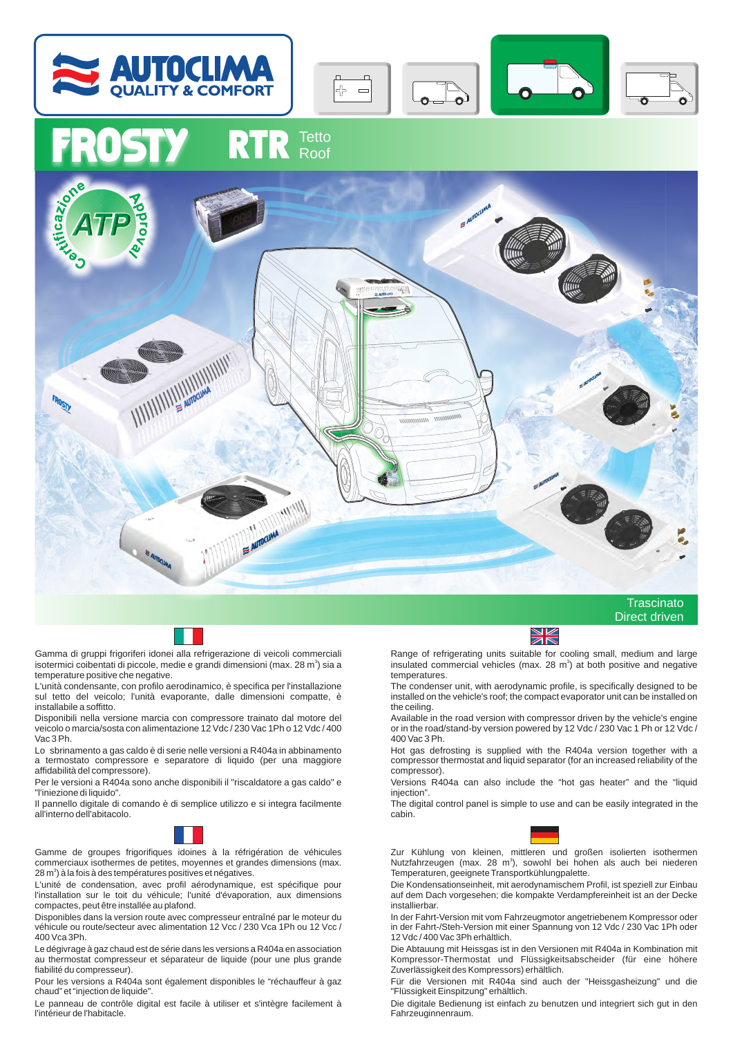# AUTOCLIMA QUALITY & COMFORT

# FROSTY RTR Tetto / Roof

Certificazione ATP Approval

Trascinato
Direct driven

Gamma di gruppi frigoriferi idonei alla refrigerazione di veicoli commerciali isotermici coibentati di piccole, medie e grandi dimensioni (max. 28 $m^3$) sia a temperature positive che negative.

L'unità condensante, con profilo aerodinamico, è specifica per l'installazione sul tetto del veicolo; l'unità evaporante, dalle dimensioni compatte, è installabile a soffitto.

Disponibili nella versione marcia con compressore trainato dal motore del veicolo o marcia/sosta con alimentazione 12 Vdc / 230 Vac 1Ph o 12 Vdc / 400 Vac 3 Ph.

Lo sbrinamento a gas caldo è di serie nelle versioni a R404a in abbinamento a termostato compressore e separatore di liquido (per una maggiore affidabilità del compressore).

Per le versioni a R404a sono anche disponibili il "riscaldatore a gas caldo" e "l'iniezione di liquido".

Il pannello digitale di comando è di semplice utilizzo e si integra facilmente all'interno dell'abitacolo.

Range of refrigerating units suitable for cooling small, medium and large insulated commercial vehicles (max. 28 $m^3$) at both positive and negative temperatures.

The condenser unit, with aerodynamic profile, is specifically designed to be installed on the vehicle's roof; the compact evaporator unit can be installed on the ceiling.

Available in the road version with compressor driven by the vehicle's engine or in the road/stand-by version powered by 12 Vdc / 230 Vac 1 Ph or 12 Vdc / 400 Vac 3 Ph.

Hot gas defrosting is supplied with the R404a version together with a compressor thermostat and liquid separator (for an increased reliability of the compressor).

Versions R404a can also include the "hot gas heater" and the "liquid injection".

The digital control panel is simple to use and can be easily integrated in the cabin.

Gamme de groupes frigorifiques idoines à la réfrigération de véhicules commerciaux isothermes de petites, moyennes et grandes dimensions (max. 28 $m^3$) à la fois à des températures positives et négatives.

L'unité de condensation, avec profil aérodynamique, est spécifique pour l'installation sur le toit du véhicule; l'unité d'évaporation, aux dimensions compactes, peut être installée au plafond.

Disponibles dans la version route avec compresseur entraîné par le moteur du véhicule ou route/secteur avec alimentation 12 Vcc / 230 Vca 1Ph ou 12 Vcc / 400 Vca 3Ph.

Le dégivrage à gaz chaud est de série dans les versions a R404a en association au thermostat compresseur et séparateur de liquide (pour une plus grande fiabilité du compresseur).

Pour les versions a R404a sont également disponibles le "réchauffeur à gaz chaud" et "injection de liquide".

Le panneau de contrôle digital est facile à utiliser et s'intègre facilement à l'intérieur de l'habitacle.

Zur Kühlung von kleinen, mittleren und großen isolierten isothermen Nutzfahrzeugen (max. 28 $m^3$), sowohl bei hohen als auch bei niederen Temperaturen, geeignete Transportkühlungpalette.

Die Kondensationseinheit, mit aerodynamischem Profil, ist speziell zum Einbau auf dem Dach vorgesehen; die kompakte Verdampfereinheit ist an der Decke installierbar.

In der Fahrt-Version mit vom Fahrzeugmotor angetriebenem Kompressor oder in der Fahrt-/Steh-Version mit einer Spannung von 12 Vdc / 230 Vac 1Ph oder 12 Vdc / 400 Vac 3Ph erhältlich.

Die Abtauung mit Heissgas ist in den Versionen mit R404a in Kombination mit Kompressor-Thermostat und Flüssigkeitsabscheider (für eine höhere Zuverlässigkeit des Kompressors) erhältlich.

Für die Versionen mit R404a sind auch der "Heissgasheizung" und die "Flüssigkeit Einspitzung" erhältlich.

Die digitale Bedienung ist einfach zu benutzen und integriert sich gut in den Fahrzeuginnenraum.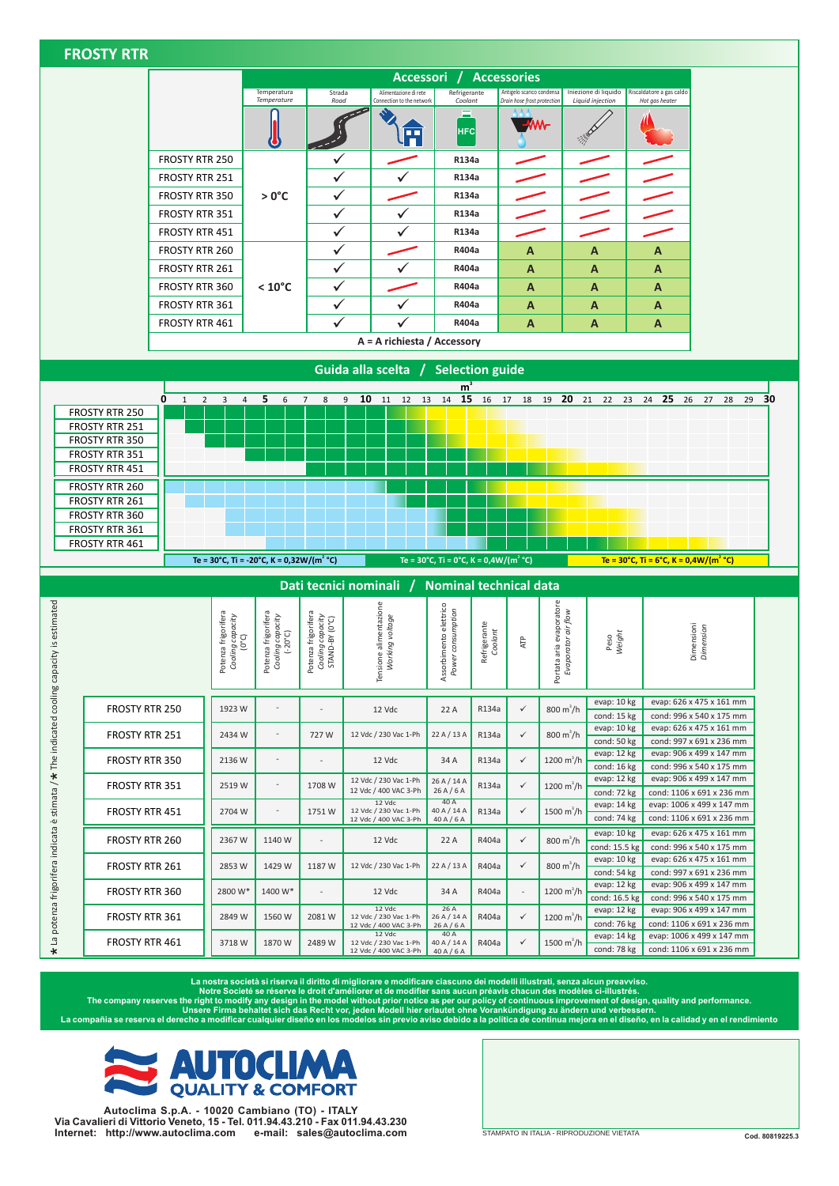# FROSTY RTR

## Accessori / Accessories

| | Temperatura *Temperature* | Strada *Road* | Alimentazione di rete *Connection to the network* | Refrigerante *Coolant* | Antigelo scarico condensa *Drain hose frost protection* | Iniezione di liquido *Liquid injection* | Riscaldatore a gas caldo *Hot gas heater* |
|---|---|---|---|---|---|---|---|
| FROSTY RTR 250 | > 0°C | ✓ | – | R134a | – | – | – |
| FROSTY RTR 251 | | ✓ | ✓ | R134a | – | – | – |
| FROSTY RTR 350 | | ✓ | – | R134a | – | – | – |
| FROSTY RTR 351 | | ✓ | ✓ | R134a | – | – | – |
| FROSTY RTR 451 | | ✓ | ✓ | R134a | – | – | – |
| FROSTY RTR 260 | < 10°C | ✓ | – | R404a | A | A | A |
| FROSTY RTR 261 | | ✓ | ✓ | R404a | A | A | A |
| FROSTY RTR 360 | | ✓ | – | R404a | A | A | A |
| FROSTY RTR 361 | | ✓ | ✓ | R404a | A | A | A |
| FROSTY RTR 461 | | ✓ | ✓ | R404a | A | A | A |

A = A richiesta / Accessory

## Guida alla scelta / Selection guide

$m^3$

0 1 2 3 4 5 6 7 8 9 10 11 12 13 14 15 16 17 18 19 20 21 22 23 24 25 26 27 28 29 30

FROSTY RTR 250
FROSTY RTR 251
FROSTY RTR 350
FROSTY RTR 351
FROSTY RTR 451

FROSTY RTR 260
FROSTY RTR 261
FROSTY RTR 360
FROSTY RTR 361
FROSTY RTR 461

Te = 30°C, Ti = -20°C, K = 0,32W/($m^2$ °C)
Te = 30°C, Ti = 0°C, K = 0,4W/($m^2$ °C)
Te = 30°C, Ti = 6°C, K = 0,4W/($m^2$ °C)

## Dati tecnici nominali / Nominal technical data

| | Potenza frigorifera *Cooling capacity* (0°C) | Potenza frigorifera *Cooling capacity* (-20°C) | Potenza frigorifera *Cooling capacity* STAND-BY (0°C) | Tensione alimentazione *Working voltage* | Assorbimento elettrico *Power consumption* | Refrigerante *Coolant* | ATP | Portata aria evaporatore *Evaporator air flow* | Peso *Weight* | Dimensioni *Dimension* |
|---|---|---|---|---|---|---|---|---|---|---|
| FROSTY RTR 250 | 1923 W | - | - | 12 Vdc | 22 A | R134a | ✓ | 800 $m^3$/h | evap: 10 kg<br>cond: 15 kg | evap: 626 x 475 x 161 mm<br>cond: 996 x 540 x 175 mm |
| FROSTY RTR 251 | 2434 W | - | 727 W | 12 Vdc / 230 Vac 1-Ph | 22 A / 13 A | R134a | ✓ | 800 $m^3$/h | evap: 10 kg<br>cond: 50 kg | evap: 626 x 475 x 161 mm<br>cond: 997 x 691 x 236 mm |
| FROSTY RTR 350 | 2136 W | - | - | 12 Vdc | 34 A | R134a | ✓ | 1200 $m^3$/h | evap: 12 kg<br>cond: 16 kg | evap: 906 x 499 x 147 mm<br>cond: 996 x 540 x 175 mm |
| FROSTY RTR 351 | 2519 W | - | 1708 W | 12 Vdc / 230 Vac 1-Ph<br>12 Vdc / 400 VAC 3-Ph | 26 A / 14 A<br>26 A / 6 A | R134a | ✓ | 1200 $m^3$/h | evap: 12 kg<br>cond: 72 kg | evap: 906 x 499 x 147 mm<br>cond: 1106 x 691 x 236 mm |
| FROSTY RTR 451 | 2704 W | - | 1751 W | 12 Vdc<br>12 Vdc / 230 Vac 1-Ph<br>12 Vdc / 400 VAC 3-Ph | 40 A<br>40 A / 14 A<br>40 A / 6 A | R134a | ✓ | 1500 $m^3$/h | evap: 14 kg<br>cond: 74 kg | evap: 1006 x 499 x 147 mm<br>cond: 1106 x 691 x 236 mm |
| FROSTY RTR 260 | 2367 W | 1140 W | - | 12 Vdc | 22 A | R404a | ✓ | 800 $m^3$/h | evap: 10 kg<br>cond: 15.5 kg | evap: 626 x 475 x 161 mm<br>cond: 996 x 540 x 175 mm |
| FROSTY RTR 261 | 2853 W | 1429 W | 1187 W | 12 Vdc / 230 Vac 1-Ph | 22 A / 13 A | R404a | ✓ | 800 $m^3$/h | evap: 10 kg<br>cond: 54 kg | evap: 626 x 475 x 161 mm<br>cond: 997 x 691 x 236 mm |
| FROSTY RTR 360 | 2800 W* | 1400 W* | - | 12 Vdc | 34 A | R404a | - | 1200 $m^3$/h | evap: 12 kg<br>cond: 16.5 kg | evap: 906 x 499 x 147 mm<br>cond: 996 x 540 x 175 mm |
| FROSTY RTR 361 | 2849 W | 1560 W | 2081 W | 12 Vdc<br>12 Vdc / 230 Vac 1-Ph<br>12 Vdc / 400 VAC 3-Ph | 26 A<br>26 A / 14 A<br>26 A / 6 A | R404a | ✓ | 1200 $m^3$/h | evap: 12 kg<br>cond: 76 kg | evap: 906 x 499 x 147 mm<br>cond: 1106 x 691 x 236 mm |
| FROSTY RTR 461 | 3718 W | 1870 W | 2489 W | 12 Vdc<br>12 Vdc / 230 Vac 1-Ph<br>12 Vdc / 400 VAC 3-Ph | 40 A<br>40 A / 14 A<br>40 A / 6 A | R404a | ✓ | 1500 $m^3$/h | evap: 14 kg<br>cond: 78 kg | evap: 1006 x 499 x 147 mm<br>cond: 1106 x 691 x 236 mm |

* La potenza frigorifera indicata è stimata / * The indicated cooling capacity is estimated

**La nostra società si riserva il diritto di migliorare e modificare ciascuno dei modelli illustrati, senza alcun preavviso.**
**Notre Societé se réserve le droit d'améliorer et de modifier sans aucun préavis chacun des modèles ci-illustrés.**
**The company reserves the right to modify any design in the model without prior notice as per our policy of continuous improvement of design, quality and performance.**
**Unsere Firma behaltet sich das Recht vor, jeden Modell hier erlautet ohne Vorankündigung zu ändern und verbessern.**
**La compañia se reserva el derecho a modificar cualquier diseño en los modelos sin previo aviso debido a la politica de continua mejora en el diseño, en la calidad y en el rendimiento**

AUTOCLIMA
QUALITY & COMFORT

**Autoclima S.p.A. - 10020 Cambiano (TO) - ITALY**
**Via Cavalieri di Vittorio Veneto, 15 - Tel. 011.94.43.210 - Fax 011.94.43.230**
**Internet: http://www.autoclima.com e-mail: sales@autoclima.com**

STAMPATO IN ITALIA - RIPRODUZIONE VIETATA

Cod. 80819225.3